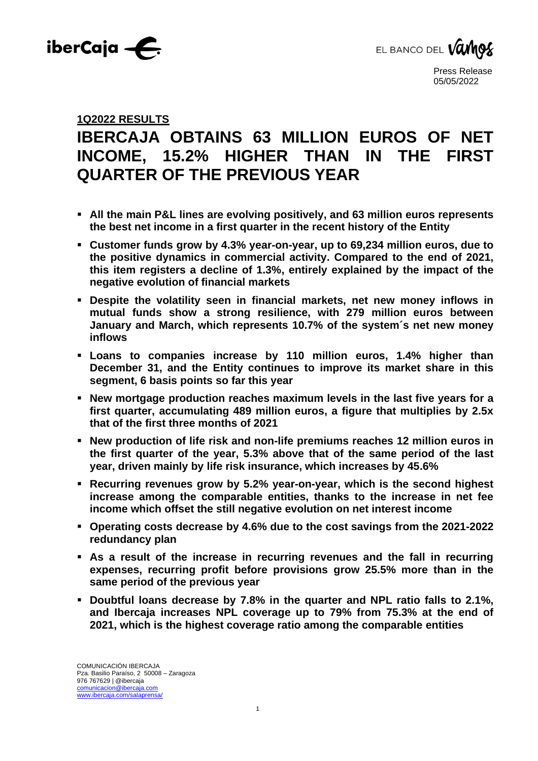Press Release
05/05/2022

**1Q2022 RESULTS**

# IBERCAJA OBTAINS 63 MILLION EUROS OF NET INCOME, 15.2% HIGHER THAN IN THE FIRST QUARTER OF THE PREVIOUS YEAR

- **All the main P&L lines are evolving positively, and 63 million euros represents the best net income in a first quarter in the recent history of the Entity**
- **Customer funds grow by 4.3% year-on-year, up to 69,234 million euros, due to the positive dynamics in commercial activity. Compared to the end of 2021, this item registers a decline of 1.3%, entirely explained by the impact of the negative evolution of financial markets**
- **Despite the volatility seen in financial markets, net new money inflows in mutual funds show a strong resilience, with 279 million euros between January and March, which represents 10.7% of the system´s net new money inflows**
- **Loans to companies increase by 110 million euros, 1.4% higher than December 31, and the Entity continues to improve its market share in this segment, 6 basis points so far this year**
- **New mortgage production reaches maximum levels in the last five years for a first quarter, accumulating 489 million euros, a figure that multiplies by 2.5x that of the first three months of 2021**
- **New production of life risk and non-life premiums reaches 12 million euros in the first quarter of the year, 5.3% above that of the same period of the last year, driven mainly by life risk insurance, which increases by 45.6%**
- **Recurring revenues grow by 5.2% year-on-year, which is the second highest increase among the comparable entities, thanks to the increase in net fee income which offset the still negative evolution on net interest income**
- **Operating costs decrease by 4.6% due to the cost savings from the 2021-2022 redundancy plan**
- **As a result of the increase in recurring revenues and the fall in recurring expenses, recurring profit before provisions grow 25.5% more than in the same period of the previous year**
- **Doubtful loans decrease by 7.8% in the quarter and NPL ratio falls to 2.1%, and Ibercaja increases NPL coverage up to 79% from 75.3% at the end of 2021, which is the highest coverage ratio among the comparable entities**

COMUNICACIÓN IBERCAJA
Pza. Basilio Paraíso, 2 50008 – Zaragoza
976 767629 | @ibercaja
comunicacion@ibercaja.com
www.ibercaja.com/salaprensa/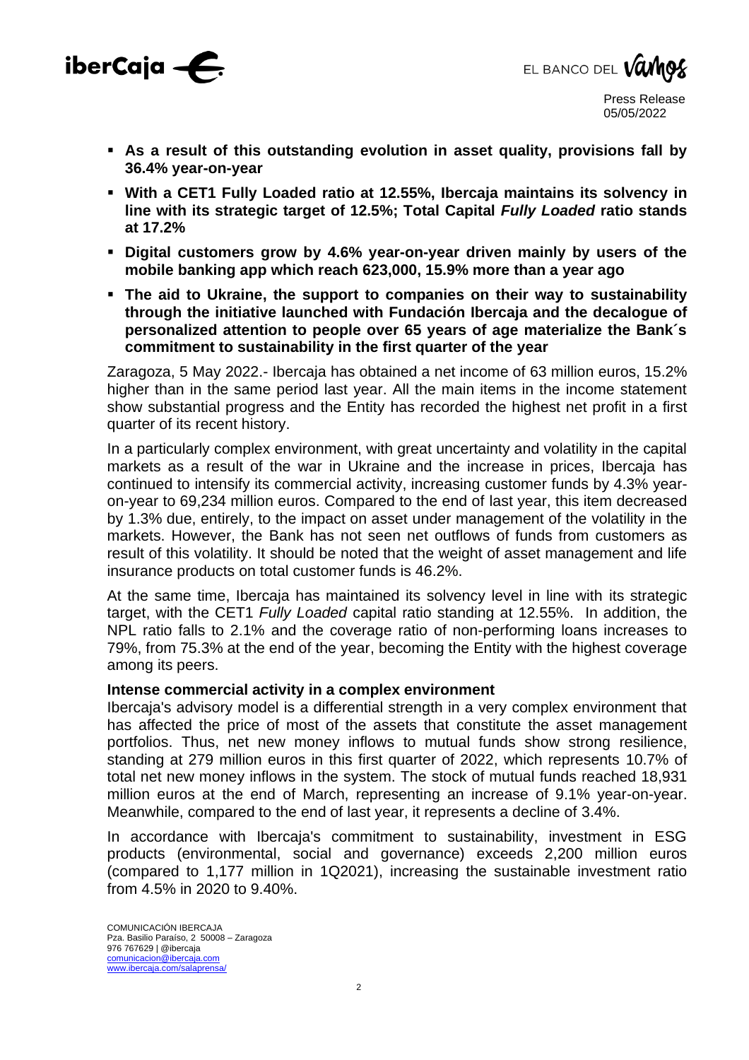- **As a result of this outstanding evolution in asset quality, provisions fall by 36.4% year-on-year**
- **With a CET1 Fully Loaded ratio at 12.55%, Ibercaja maintains its solvency in line with its strategic target of 12.5%; Total Capital *Fully Loaded* ratio stands at 17.2%**
- **Digital customers grow by 4.6% year-on-year driven mainly by users of the mobile banking app which reach 623,000, 15.9% more than a year ago**
- **The aid to Ukraine, the support to companies on their way to sustainability through the initiative launched with Fundación Ibercaja and the decalogue of personalized attention to people over 65 years of age materialize the Bank´s commitment to sustainability in the first quarter of the year**

Zaragoza, 5 May 2022.- Ibercaja has obtained a net income of 63 million euros, 15.2% higher than in the same period last year. All the main items in the income statement show substantial progress and the Entity has recorded the highest net profit in a first quarter of its recent history.

In a particularly complex environment, with great uncertainty and volatility in the capital markets as a result of the war in Ukraine and the increase in prices, Ibercaja has continued to intensify its commercial activity, increasing customer funds by 4.3% year-on-year to 69,234 million euros. Compared to the end of last year, this item decreased by 1.3% due, entirely, to the impact on asset under management of the volatility in the markets. However, the Bank has not seen net outflows of funds from customers as result of this volatility. It should be noted that the weight of asset management and life insurance products on total customer funds is 46.2%.

At the same time, Ibercaja has maintained its solvency level in line with its strategic target, with the CET1 *Fully Loaded* capital ratio standing at 12.55%. In addition, the NPL ratio falls to 2.1% and the coverage ratio of non-performing loans increases to 79%, from 75.3% at the end of the year, becoming the Entity with the highest coverage among its peers.

**Intense commercial activity in a complex environment**

Ibercaja's advisory model is a differential strength in a very complex environment that has affected the price of most of the assets that constitute the asset management portfolios. Thus, net new money inflows to mutual funds show strong resilience, standing at 279 million euros in this first quarter of 2022, which represents 10.7% of total net new money inflows in the system. The stock of mutual funds reached 18,931 million euros at the end of March, representing an increase of 9.1% year-on-year. Meanwhile, compared to the end of last year, it represents a decline of 3.4%.

In accordance with Ibercaja's commitment to sustainability, investment in ESG products (environmental, social and governance) exceeds 2,200 million euros (compared to 1,177 million in 1Q2021), increasing the sustainable investment ratio from 4.5% in 2020 to 9.40%.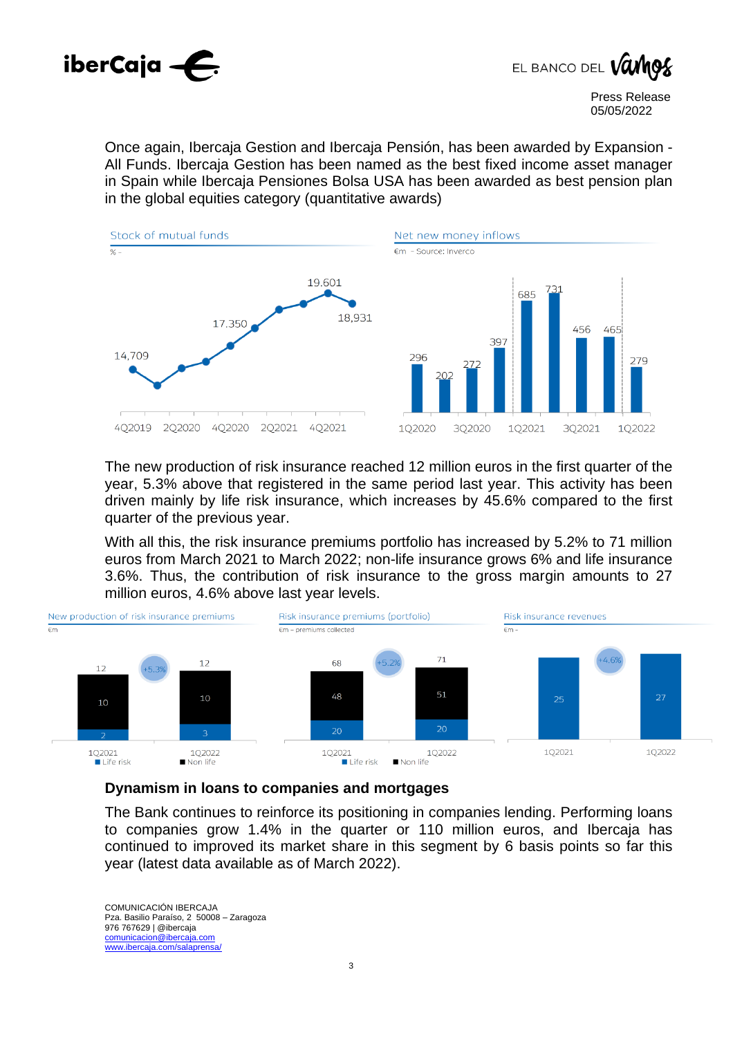Once again, Ibercaja Gestion and Ibercaja Pensión, has been awarded by Expansion - All Funds. Ibercaja Gestion has been named as the best fixed income asset manager in Spain while Ibercaja Pensiones Bolsa USA has been awarded as best pension plan in the global equities category (quantitative awards)

Stock of mutual funds

% -

| | 4Q2019 | | 2Q2020 | | 4Q2020 | | 2Q2021 | | 4Q2021 | |
|---|---|---|---|---|---|---|---|---|---|---|
| Stock | 14,709 | | | | | 17.350 | | | 19.601 | 18,931 |

Net new money inflows

€m - Source: Inverco

| 1Q2020 | | 3Q2020 | | 1Q2021 | | 3Q2021 | | 1Q2022 |
|---|---|---|---|---|---|---|---|---|
| 296 | 202 | 272 | 397 | 685 | 731 | 456 | 465 | 279 |

The new production of risk insurance reached 12 million euros in the first quarter of the year, 5.3% above that registered in the same period last year. This activity has been driven mainly by life risk insurance, which increases by 45.6% compared to the first quarter of the previous year.

With all this, the risk insurance premiums portfolio has increased by 5.2% to 71 million euros from March 2021 to March 2022; non-life insurance grows 6% and life insurance 3.6%. Thus, the contribution of risk insurance to the gross margin amounts to 27 million euros, 4.6% above last year levels.

New production of risk insurance premiums

€m

| | 1Q2021 | 1Q2022 |
|---|---|---|
| Life risk | 2 | 3 |
| Non life | 10 | 10 |
| Total | 12 | 12 (+5,3%) |

Risk insurance premiums (portfolio)

€m – premiums collected

| | 1Q2021 | 1Q2022 |
|---|---|---|
| Life risk | 20 | 20 |
| Non life | 48 | 51 |
| Total | 68 | 71 (+5,2%) |

Risk insurance revenues

€m -

| 1Q2021 | 1Q2022 |
|---|---|
| 25 | 27 (+4,6%) |

## Dynamism in loans to companies and mortgages

The Bank continues to reinforce its positioning in companies lending. Performing loans to companies grow 1.4% in the quarter or 110 million euros, and Ibercaja has continued to improved its market share in this segment by 6 basis points so far this year (latest data available as of March 2022).

COMUNICACIÓN IBERCAJA
Pza. Basilio Paraíso, 2 50008 – Zaragoza
976 767629 | @ibercaja
comunicacion@ibercaja.com
www.ibercaja.com/salaprensa/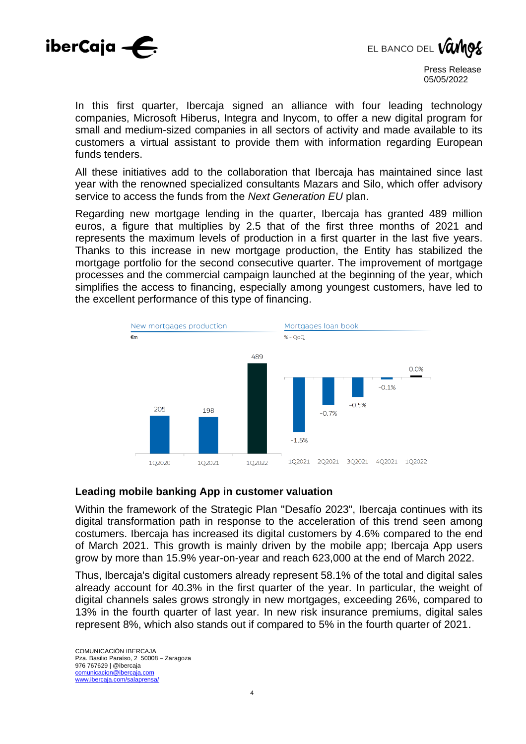In this first quarter, Ibercaja signed an alliance with four leading technology companies, Microsoft Hiberus, Integra and Inycom, to offer a new digital program for small and medium-sized companies in all sectors of activity and made available to its customers a virtual assistant to provide them with information regarding European funds tenders.

All these initiatives add to the collaboration that Ibercaja has maintained since last year with the renowned specialized consultants Mazars and Silo, which offer advisory service to access the funds from the *Next Generation EU* plan.

Regarding new mortgage lending in the quarter, Ibercaja has granted 489 million euros, a figure that multiplies by 2.5 that of the first three months of 2021 and represents the maximum levels of production in a first quarter in the last five years. Thanks to this increase in new mortgage production, the Entity has stabilized the mortgage portfolio for the second consecutive quarter. The improvement of mortgage processes and the commercial campaign launched at the beginning of the year, which simplifies the access to financing, especially among youngest customers, have led to the excellent performance of this type of financing.

**New mortgages production** (€m)

| 1Q2020 | 1Q2021 | 1Q2022 |
|---|---|---|
| 205 | 198 | 489 |

**Mortgages loan book** (% - QoQ)

| 1Q2021 | 2Q2021 | 3Q2021 | 4Q2021 | 1Q2022 |
|---|---|---|---|---|
| -1.5% | -0.7% | -0.5% | -0.1% | 0.0% |

## Leading mobile banking App in customer valuation

Within the framework of the Strategic Plan "Desafío 2023", Ibercaja continues with its digital transformation path in response to the acceleration of this trend seen among costumers. Ibercaja has increased its digital customers by 4.6% compared to the end of March 2021. This growth is mainly driven by the mobile app; Ibercaja App users grow by more than 15.9% year-on-year and reach 623,000 at the end of March 2022.

Thus, Ibercaja's digital customers already represent 58.1% of the total and digital sales already account for 40.3% in the first quarter of the year. In particular, the weight of digital channels sales grows strongly in new mortgages, exceeding 26%, compared to 13% in the fourth quarter of last year. In new risk insurance premiums, digital sales represent 8%, which also stands out if compared to 5% in the fourth quarter of 2021.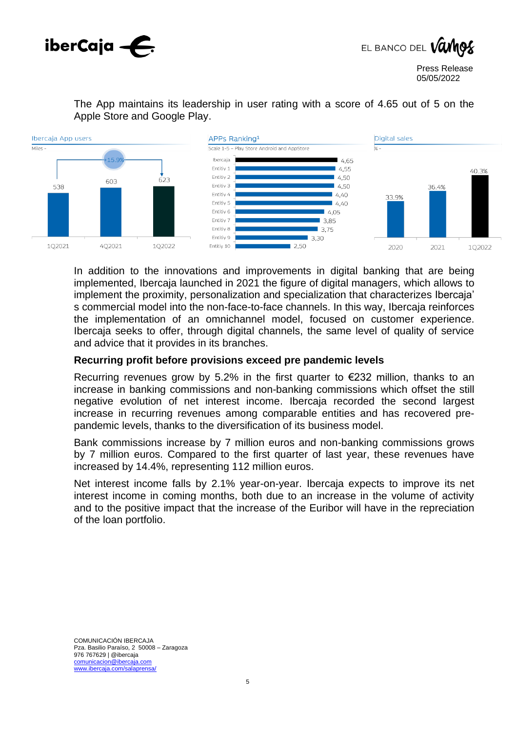The App maintains its leadership in user rating with a score of 4.65 out of 5 on the Apple Store and Google Play.

Ibercaja App users

Miles -

| 1Q2021 | 4Q2021 | 1Q2022 |
|---|---|---|
| 538 | 603 | 623 |

+15.9%

APPs Ranking[1]

Scale 1-5 – Play Store Android and AppStore

| Entity | Score |
|---|---|
| Ibercaja | 4,65 |
| Entity 1 | 4,55 |
| Entity 2 | 4,50 |
| Entity 3 | 4,50 |
| Entity 4 | 4,40 |
| Entity 5 | 4,40 |
| Entity 6 | 4,05 |
| Entity 7 | 3,85 |
| Entity 8 | 3,75 |
| Entity 9 | 3,30 |
| Entity 10 | 2,50 |

Digital sales

% -

| 2020 | 2021 | 1Q2022 |
|---|---|---|
| 33.9% | 36.4% | 40.3% |

In addition to the innovations and improvements in digital banking that are being implemented, Ibercaja launched in 2021 the figure of digital managers, which allows to implement the proximity, personalization and specialization that characterizes Ibercaja's commercial model into the non-face-to-face channels. In this way, Ibercaja reinforces the implementation of an omnichannel model, focused on customer experience. Ibercaja seeks to offer, through digital channels, the same level of quality of service and advice that it provides in its branches.

**Recurring profit before provisions exceed pre pandemic levels**

Recurring revenues grow by 5.2% in the first quarter to €232 million, thanks to an increase in banking commissions and non-banking commissions which offset the still negative evolution of net interest income. Ibercaja recorded the second largest increase in recurring revenues among comparable entities and has recovered pre-pandemic levels, thanks to the diversification of its business model.

Bank commissions increase by 7 million euros and non-banking commissions grows by 7 million euros. Compared to the first quarter of last year, these revenues have increased by 14.4%, representing 112 million euros.

Net interest income falls by 2.1% year-on-year. Ibercaja expects to improve its net interest income in coming months, both due to an increase in the volume of activity and to the positive impact that the increase of the Euribor will have in the repreciation of the loan portfolio.

COMUNICACIÓN IBERCAJA
Pza. Basilio Paraíso, 2 50008 – Zaragoza
976 767629 | @ibercaja
comunicacion@ibercaja.com
www.ibercaja.com/salaprensa/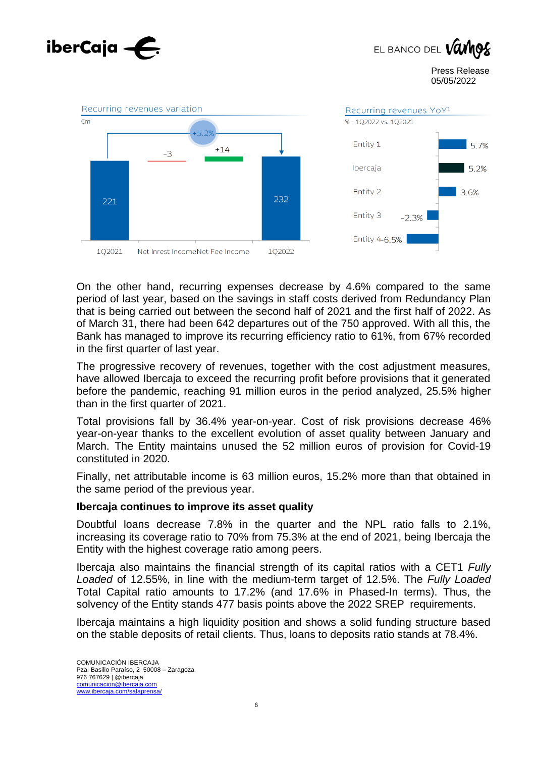Recurring revenues variation

€m

| | 1Q2021 | Net Inrest Income | Net Fee Income | 1Q2022 |
|---|---|---|---|---|
| €m | 221 | -3 | +14 | 232 |

+5.2%

Recurring revenues YoY[1]

% - 1Q2022 vs. 1Q2021

| Entity | % |
|---|---|
| Entity 1 | 5.7% |
| Ibercaja | 5.2% |
| Entity 2 | 3.6% |
| Entity 3 | -2.3% |
| Entity 4 | -6.5% |

On the other hand, recurring expenses decrease by 4.6% compared to the same period of last year, based on the savings in staff costs derived from Redundancy Plan that is being carried out between the second half of 2021 and the first half of 2022. As of March 31, there had been 642 departures out of the 750 approved. With all this, the Bank has managed to improve its recurring efficiency ratio to 61%, from 67% recorded in the first quarter of last year.

The progressive recovery of revenues, together with the cost adjustment measures, have allowed Ibercaja to exceed the recurring profit before provisions that it generated before the pandemic, reaching 91 million euros in the period analyzed, 25.5% higher than in the first quarter of 2021.

Total provisions fall by 36.4% year-on-year. Cost of risk provisions decrease 46% year-on-year thanks to the excellent evolution of asset quality between January and March. The Entity maintains unused the 52 million euros of provision for Covid-19 constituted in 2020.

Finally, net attributable income is 63 million euros, 15.2% more than that obtained in the same period of the previous year.

**Ibercaja continues to improve its asset quality**

Doubtful loans decrease 7.8% in the quarter and the NPL ratio falls to 2.1%, increasing its coverage ratio to 70% from 75.3% at the end of 2021, being Ibercaja the Entity with the highest coverage ratio among peers.

Ibercaja also maintains the financial strength of its capital ratios with a CET1 *Fully Loaded* of 12.55%, in line with the medium-term target of 12.5%. The *Fully Loaded* Total Capital ratio amounts to 17.2% (and 17.6% in Phased-In terms). Thus, the solvency of the Entity stands 477 basis points above the 2022 SREP requirements.

Ibercaja maintains a high liquidity position and shows a solid funding structure based on the stable deposits of retail clients. Thus, loans to deposits ratio stands at 78.4%.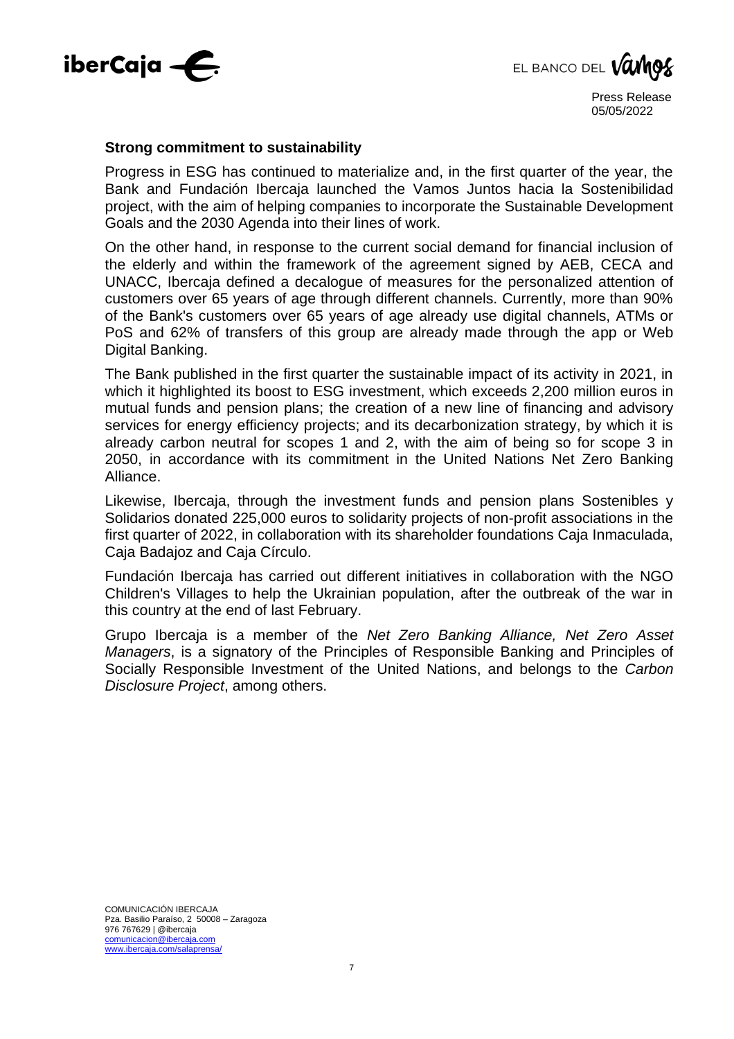**Strong commitment to sustainability**

Progress in ESG has continued to materialize and, in the first quarter of the year, the Bank and Fundación Ibercaja launched the Vamos Juntos hacia la Sostenibilidad project, with the aim of helping companies to incorporate the Sustainable Development Goals and the 2030 Agenda into their lines of work.

On the other hand, in response to the current social demand for financial inclusion of the elderly and within the framework of the agreement signed by AEB, CECA and UNACC, Ibercaja defined a decalogue of measures for the personalized attention of customers over 65 years of age through different channels. Currently, more than 90% of the Bank's customers over 65 years of age already use digital channels, ATMs or PoS and 62% of transfers of this group are already made through the app or Web Digital Banking.

The Bank published in the first quarter the sustainable impact of its activity in 2021, in which it highlighted its boost to ESG investment, which exceeds 2,200 million euros in mutual funds and pension plans; the creation of a new line of financing and advisory services for energy efficiency projects; and its decarbonization strategy, by which it is already carbon neutral for scopes 1 and 2, with the aim of being so for scope 3 in 2050, in accordance with its commitment in the United Nations Net Zero Banking Alliance.

Likewise, Ibercaja, through the investment funds and pension plans Sostenibles y Solidarios donated 225,000 euros to solidarity projects of non-profit associations in the first quarter of 2022, in collaboration with its shareholder foundations Caja Inmaculada, Caja Badajoz and Caja Círculo.

Fundación Ibercaja has carried out different initiatives in collaboration with the NGO Children's Villages to help the Ukrainian population, after the outbreak of the war in this country at the end of last February.

Grupo Ibercaja is a member of the *Net Zero Banking Alliance, Net Zero Asset Managers*, is a signatory of the Principles of Responsible Banking and Principles of Socially Responsible Investment of the United Nations, and belongs to the *Carbon Disclosure Project*, among others.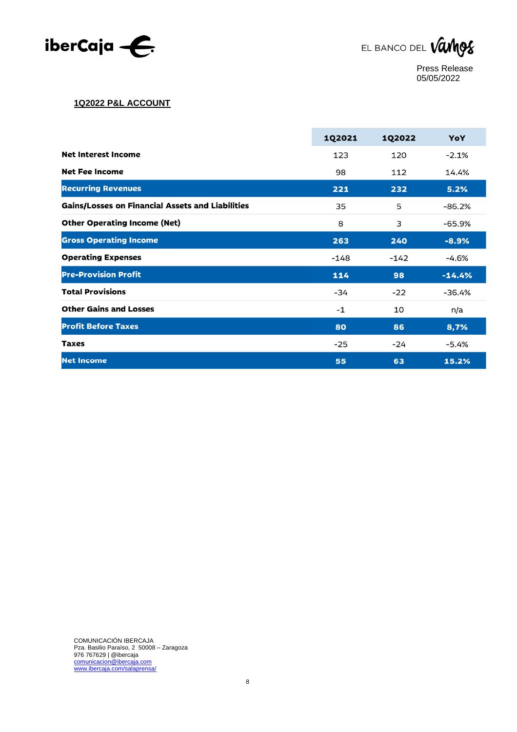## 1Q2022 P&L ACCOUNT

| | 1Q2021 | 1Q2022 | YoY |
|---|---|---|---|
| **Net Interest Income** | 123 | 120 | -2.1% |
| **Net Fee Income** | 98 | 112 | 14.4% |
| **Recurring Revenues** | **221** | **232** | **5.2%** |
| **Gains/Losses on Financial Assets and Liabilities** | 35 | 5 | -86.2% |
| **Other Operating Income (Net)** | 8 | 3 | -65.9% |
| **Gross Operating Income** | **263** | **240** | **-8.9%** |
| **Operating Expenses** | -148 | -142 | -4.6% |
| **Pre-Provision Profit** | **114** | **98** | **-14.4%** |
| **Total Provisions** | -34 | -22 | -36.4% |
| **Other Gains and Losses** | -1 | 10 | n/a |
| **Profit Before Taxes** | **80** | **86** | **8,7%** |
| **Taxes** | -25 | -24 | -5.4% |
| **Net Income** | **55** | **63** | **15.2%** |

COMUNICACIÓN IBERCAJA
Pza. Basilio Paraíso, 2 50008 – Zaragoza
976 767629 | @ibercaja
comunicacion@ibercaja.com
www.ibercaja.com/salaprensa/